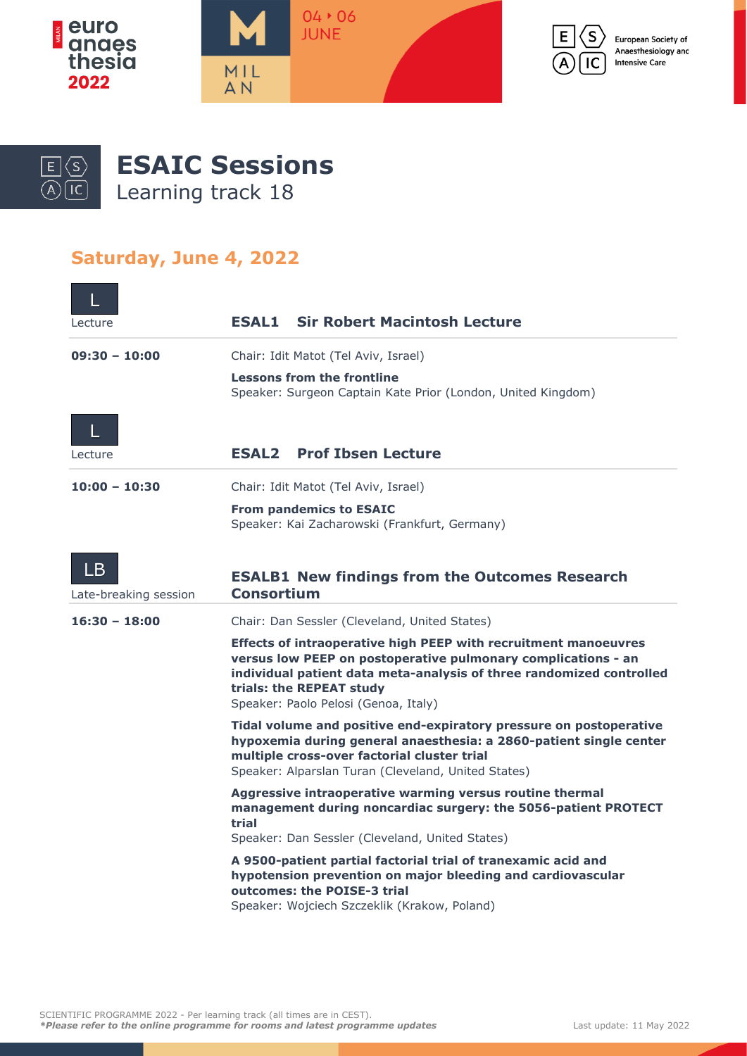# ESAIC Sessions

Learning track 18

## Saturday, June 4, 2022

L

Lecture

### ESAL1 Sir Robert Macintosh Lecture

**09:30 – 10:00**

Chair: Idit Matot (Tel Aviv, Israel)

**Lessons from the frontline**
Speaker: Surgeon Captain Kate Prior (London, United Kingdom)

L

Lecture

### ESAL2 Prof Ibsen Lecture

**10:00 – 10:30**

Chair: Idit Matot (Tel Aviv, Israel)

**From pandemics to ESAIC**
Speaker: Kai Zacharowski (Frankfurt, Germany)

LB

Late-breaking session

### ESALB1 New findings from the Outcomes Research Consortium

**16:30 – 18:00**

Chair: Dan Sessler (Cleveland, United States)

**Effects of intraoperative high PEEP with recruitment manoeuvres versus low PEEP on postoperative pulmonary complications - an individual patient data meta-analysis of three randomized controlled trials: the REPEAT study**
Speaker: Paolo Pelosi (Genoa, Italy)

**Tidal volume and positive end-expiratory pressure on postoperative hypoxemia during general anaesthesia: a 2860-patient single center multiple cross-over factorial cluster trial**
Speaker: Alparslan Turan (Cleveland, United States)

**Aggressive intraoperative warming versus routine thermal management during noncardiac surgery: the 5056-patient PROTECT trial**
Speaker: Dan Sessler (Cleveland, United States)

**A 9500-patient partial factorial trial of tranexamic acid and hypotension prevention on major bleeding and cardiovascular outcomes: the POISE-3 trial**
Speaker: Wojciech Szczeklik (Krakow, Poland)

SCIENTIFIC PROGRAMME 2022 - Per learning track (all times are in CEST).
***Please refer to the online programme for rooms and latest programme updates***

Last update: 11 May 2022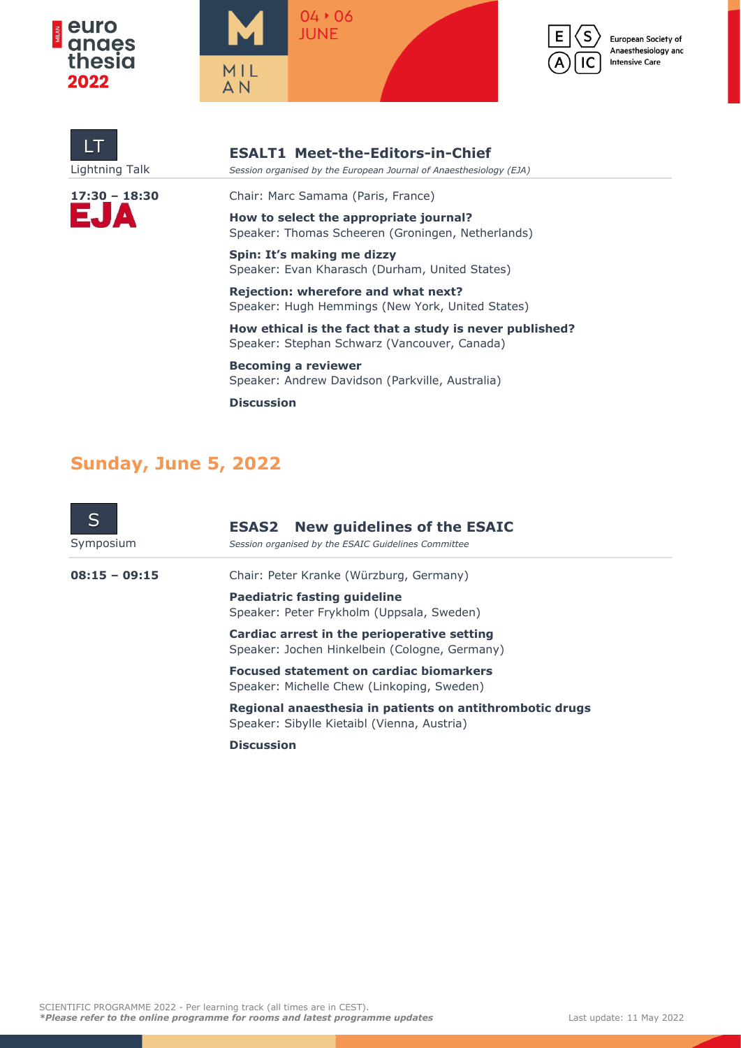LT
Lightning Talk

### ESALT1 Meet-the-Editors-in-Chief

*Session organised by the European Journal of Anaesthesiology (EJA)*

**17:30 – 18:30**

EJA

Chair: Marc Samama (Paris, France)

**How to select the appropriate journal?**
Speaker: Thomas Scheeren (Groningen, Netherlands)

**Spin: It's making me dizzy**
Speaker: Evan Kharasch (Durham, United States)

**Rejection: wherefore and what next?**
Speaker: Hugh Hemmings (New York, United States)

**How ethical is the fact that a study is never published?**
Speaker: Stephan Schwarz (Vancouver, Canada)

**Becoming a reviewer**
Speaker: Andrew Davidson (Parkville, Australia)

**Discussion**

## Sunday, June 5, 2022

S
Symposium

### ESAS2 New guidelines of the ESAIC

*Session organised by the ESAIC Guidelines Committee*

**08:15 – 09:15**

Chair: Peter Kranke (Würzburg, Germany)

**Paediatric fasting guideline**
Speaker: Peter Frykholm (Uppsala, Sweden)

**Cardiac arrest in the perioperative setting**
Speaker: Jochen Hinkelbein (Cologne, Germany)

**Focused statement on cardiac biomarkers**
Speaker: Michelle Chew (Linkoping, Sweden)

**Regional anaesthesia in patients on antithrombotic drugs**
Speaker: Sibylle Kietaibl (Vienna, Austria)

**Discussion**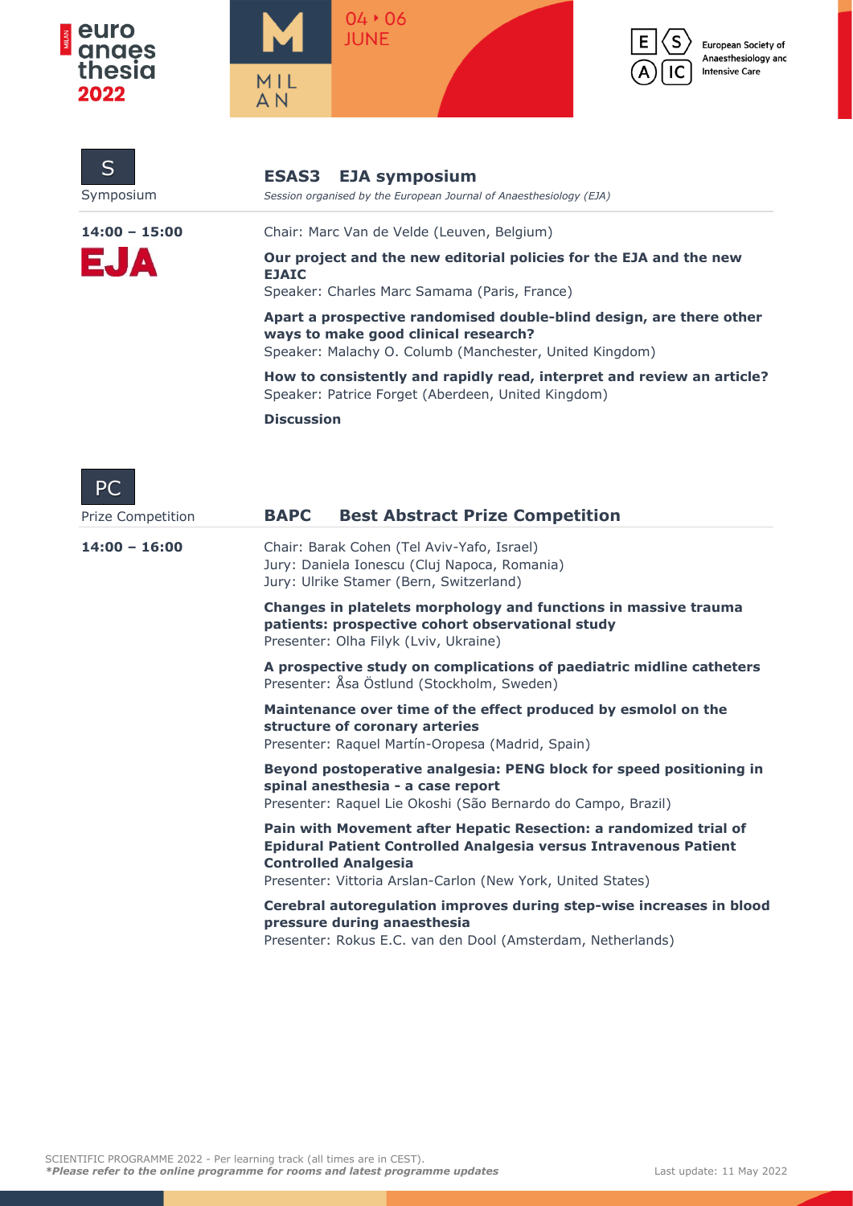S

Symposium

## ESAS3 EJA symposium

*Session organised by the European Journal of Anaesthesiology (EJA)*

**14:00 – 15:00**

EJA

Chair: Marc Van de Velde (Leuven, Belgium)

**Our project and the new editorial policies for the EJA and the new EJAIC**
Speaker: Charles Marc Samama (Paris, France)

**Apart a prospective randomised double-blind design, are there other ways to make good clinical research?**
Speaker: Malachy O. Columb (Manchester, United Kingdom)

**How to consistently and rapidly read, interpret and review an article?**
Speaker: Patrice Forget (Aberdeen, United Kingdom)

**Discussion**

PC

Prize Competition

## BAPC Best Abstract Prize Competition

**14:00 – 16:00**

Chair: Barak Cohen (Tel Aviv-Yafo, Israel)
Jury: Daniela Ionescu (Cluj Napoca, Romania)
Jury: Ulrike Stamer (Bern, Switzerland)

**Changes in platelets morphology and functions in massive trauma patients: prospective cohort observational study**
Presenter: Olha Filyk (Lviv, Ukraine)

**A prospective study on complications of paediatric midline catheters**
Presenter: Åsa Östlund (Stockholm, Sweden)

**Maintenance over time of the effect produced by esmolol on the structure of coronary arteries**
Presenter: Raquel Martín-Oropesa (Madrid, Spain)

**Beyond postoperative analgesia: PENG block for speed positioning in spinal anesthesia - a case report**
Presenter: Raquel Lie Okoshi (São Bernardo do Campo, Brazil)

**Pain with Movement after Hepatic Resection: a randomized trial of Epidural Patient Controlled Analgesia versus Intravenous Patient Controlled Analgesia**
Presenter: Vittoria Arslan-Carlon (New York, United States)

**Cerebral autoregulation improves during step-wise increases in blood pressure during anaesthesia**
Presenter: Rokus E.C. van den Dool (Amsterdam, Netherlands)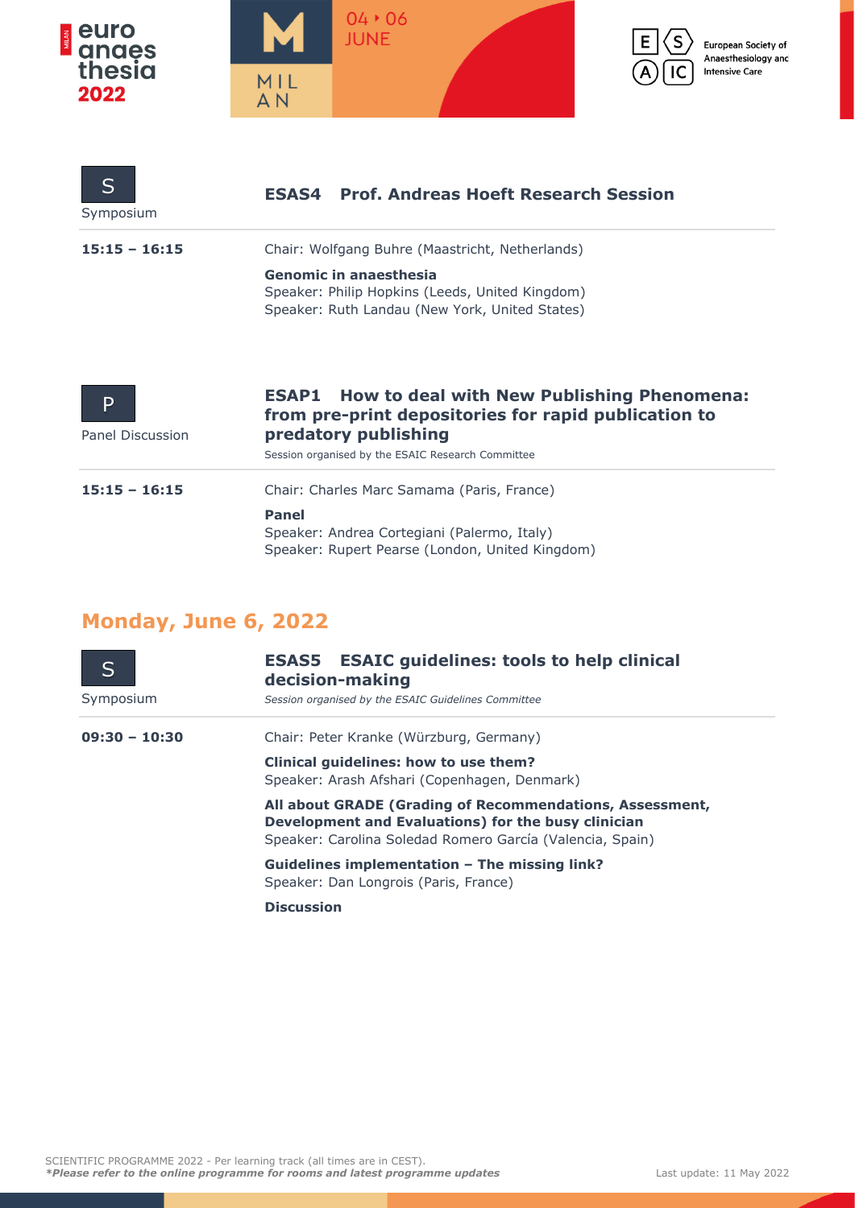S

Symposium

### ESAS4 Prof. Andreas Hoeft Research Session

**15:15 – 16:15**

Chair: Wolfgang Buhre (Maastricht, Netherlands)

**Genomic in anaesthesia**
Speaker: Philip Hopkins (Leeds, United Kingdom)
Speaker: Ruth Landau (New York, United States)

P

Panel Discussion

### ESAP1 How to deal with New Publishing Phenomena: from pre-print depositories for rapid publication to predatory publishing

Session organised by the ESAIC Research Committee

**15:15 – 16:15**

Chair: Charles Marc Samama (Paris, France)

**Panel**
Speaker: Andrea Cortegiani (Palermo, Italy)
Speaker: Rupert Pearse (London, United Kingdom)

## Monday, June 6, 2022

S

Symposium

### ESAS5 ESAIC guidelines: tools to help clinical decision-making

*Session organised by the ESAIC Guidelines Committee*

**09:30 – 10:30**

Chair: Peter Kranke (Würzburg, Germany)

**Clinical guidelines: how to use them?**
Speaker: Arash Afshari (Copenhagen, Denmark)

**All about GRADE (Grading of Recommendations, Assessment, Development and Evaluations) for the busy clinician**
Speaker: Carolina Soledad Romero García (Valencia, Spain)

**Guidelines implementation – The missing link?**
Speaker: Dan Longrois (Paris, France)

**Discussion**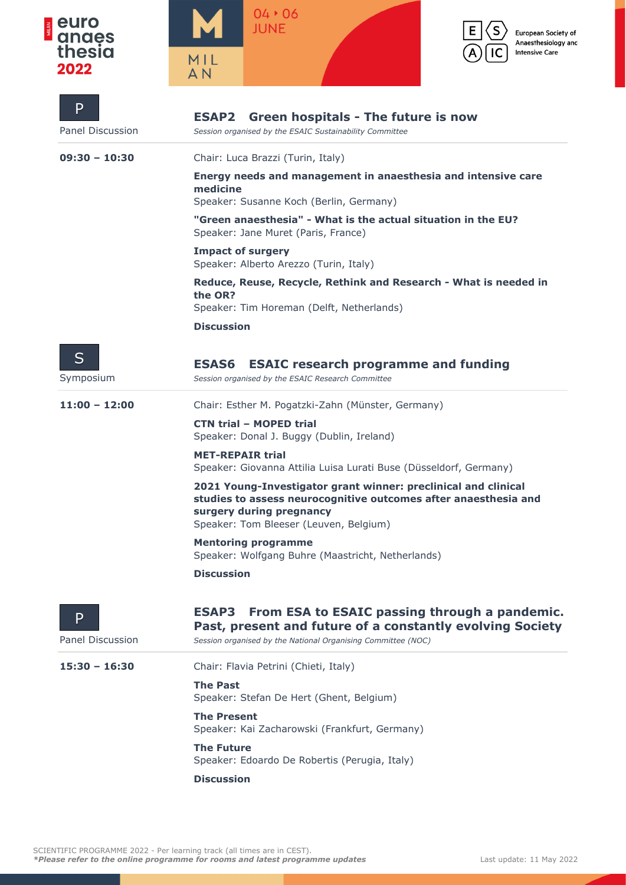P
Panel Discussion

## ESAP2 Green hospitals - The future is now

*Session organised by the ESAIC Sustainability Committee*

**09:30 – 10:30**

Chair: Luca Brazzi (Turin, Italy)

**Energy needs and management in anaesthesia and intensive care medicine**
Speaker: Susanne Koch (Berlin, Germany)

**"Green anaesthesia" - What is the actual situation in the EU?**
Speaker: Jane Muret (Paris, France)

**Impact of surgery**
Speaker: Alberto Arezzo (Turin, Italy)

**Reduce, Reuse, Recycle, Rethink and Research - What is needed in the OR?**
Speaker: Tim Horeman (Delft, Netherlands)

**Discussion**

S
Symposium

## ESAS6 ESAIC research programme and funding

*Session organised by the ESAIC Research Committee*

**11:00 – 12:00**

Chair: Esther M. Pogatzki-Zahn (Münster, Germany)

**CTN trial – MOPED trial**
Speaker: Donal J. Buggy (Dublin, Ireland)

**MET-REPAIR trial**
Speaker: Giovanna Attilia Luisa Lurati Buse (Düsseldorf, Germany)

**2021 Young-Investigator grant winner: preclinical and clinical studies to assess neurocognitive outcomes after anaesthesia and surgery during pregnancy**
Speaker: Tom Bleeser (Leuven, Belgium)

**Mentoring programme**
Speaker: Wolfgang Buhre (Maastricht, Netherlands)

**Discussion**

P
Panel Discussion

## ESAP3 From ESA to ESAIC passing through a pandemic. Past, present and future of a constantly evolving Society

*Session organised by the National Organising Committee (NOC)*

**15:30 – 16:30**

Chair: Flavia Petrini (Chieti, Italy)

**The Past**
Speaker: Stefan De Hert (Ghent, Belgium)

**The Present**
Speaker: Kai Zacharowski (Frankfurt, Germany)

**The Future**
Speaker: Edoardo De Robertis (Perugia, Italy)

**Discussion**